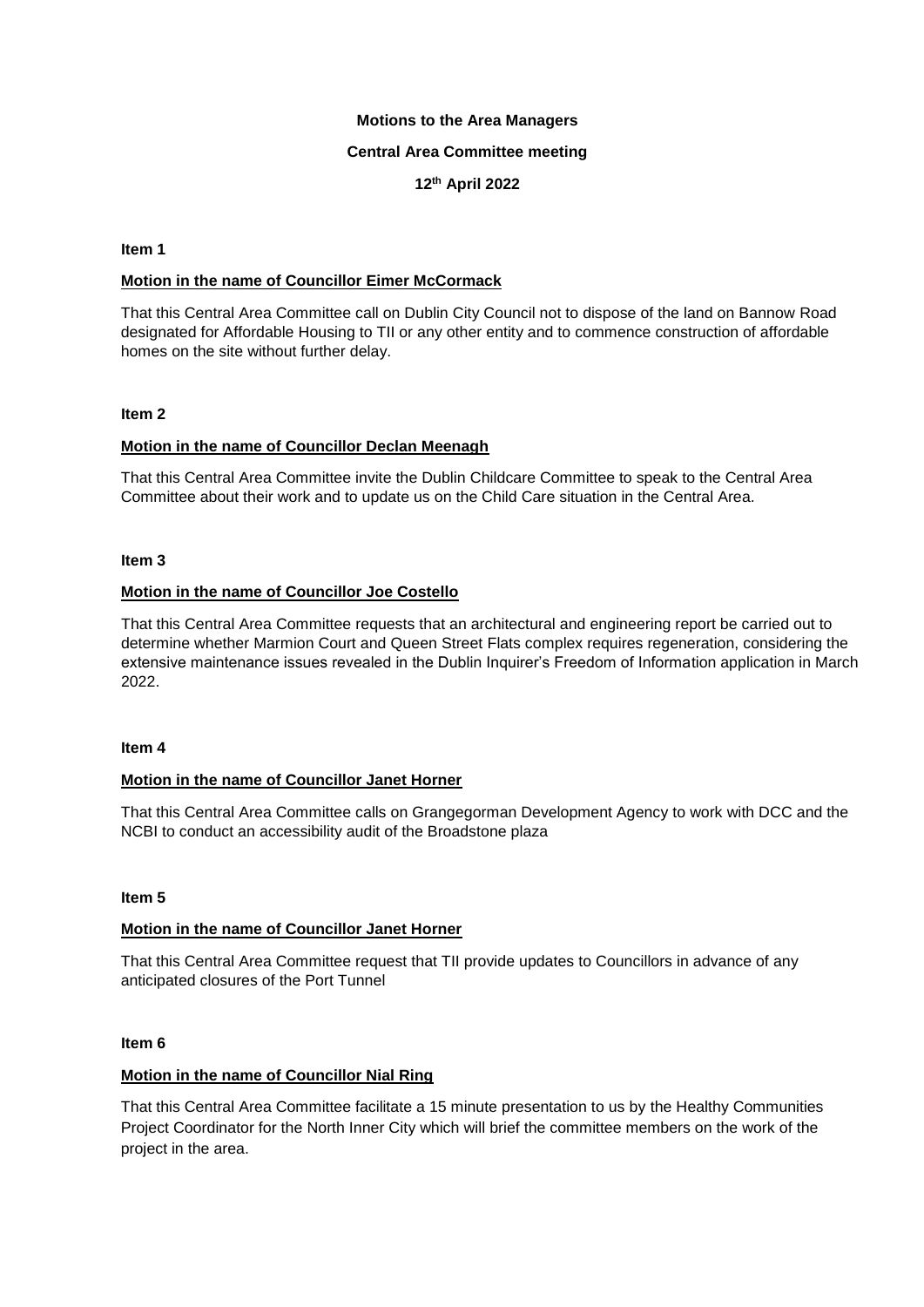**Motions to the Area Managers**

**Central Area Committee meeting**

**12th April 2022**

**Item 1**

**Motion in the name of Councillor Eimer McCormack**

That this Central Area Committee call on Dublin City Council not to dispose of the land on Bannow Road designated for Affordable Housing to TII or any other entity and to commence construction of affordable homes on the site without further delay.

**Item 2**

**Motion in the name of Councillor Declan Meenagh**

That this Central Area Committee invite the Dublin Childcare Committee to speak to the Central Area Committee about their work and to update us on the Child Care situation in the Central Area.

**Item 3**

**Motion in the name of Councillor Joe Costello**

That this Central Area Committee requests that an architectural and engineering report be carried out to determine whether Marmion Court and Queen Street Flats complex requires regeneration, considering the extensive maintenance issues revealed in the Dublin Inquirer's Freedom of Information application in March 2022.

**Item 4**

**Motion in the name of Councillor Janet Horner**

That this Central Area Committee calls on Grangegorman Development Agency to work with DCC and the NCBI to conduct an accessibility audit of the Broadstone plaza

**Item 5**

**Motion in the name of Councillor Janet Horner**

That this Central Area Committee request that TII provide updates to Councillors in advance of any anticipated closures of the Port Tunnel

**Item 6**

**Motion in the name of Councillor Nial Ring**

That this Central Area Committee facilitate a 15 minute presentation to us by the Healthy Communities Project Coordinator for the North Inner City which will brief the committee members on the work of the project in the area.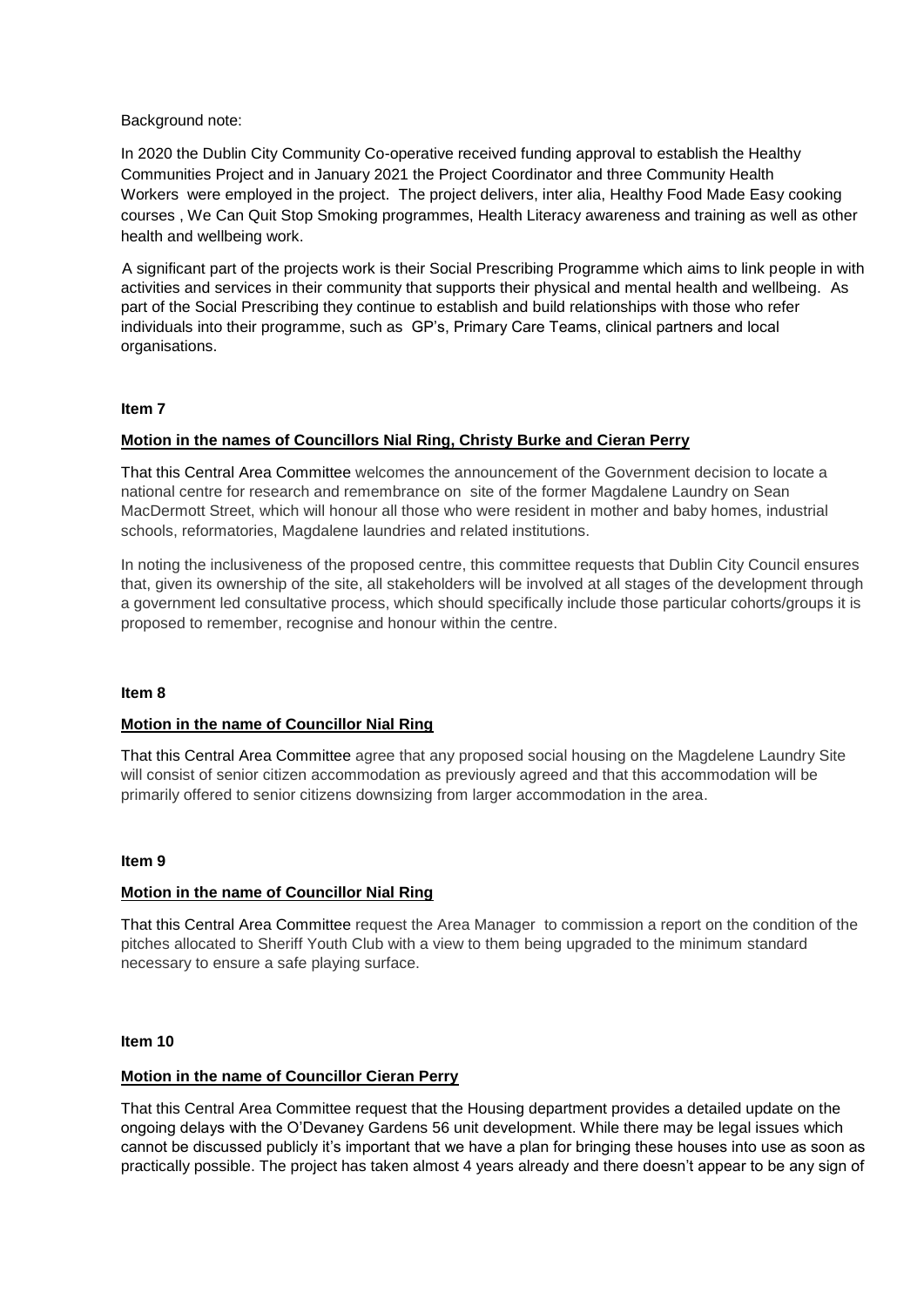Background note:

In 2020 the Dublin City Community Co-operative received funding approval to establish the Healthy Communities Project and in January 2021 the Project Coordinator and three Community Health Workers were employed in the project. The project delivers, inter alia, Healthy Food Made Easy cooking courses , We Can Quit Stop Smoking programmes, Health Literacy awareness and training as well as other health and wellbeing work.

A significant part of the projects work is their Social Prescribing Programme which aims to link people in with activities and services in their community that supports their physical and mental health and wellbeing. As part of the Social Prescribing they continue to establish and build relationships with those who refer individuals into their programme, such as GP's, Primary Care Teams, clinical partners and local organisations.

**Item 7**

**Motion in the names of Councillors Nial Ring, Christy Burke and Cieran Perry**

That this Central Area Committee welcomes the announcement of the Government decision to locate a national centre for research and remembrance on site of the former Magdalene Laundry on Sean MacDermott Street, which will honour all those who were resident in mother and baby homes, industrial schools, reformatories, Magdalene laundries and related institutions.

In noting the inclusiveness of the proposed centre, this committee requests that Dublin City Council ensures that, given its ownership of the site, all stakeholders will be involved at all stages of the development through a government led consultative process, which should specifically include those particular cohorts/groups it is proposed to remember, recognise and honour within the centre.

**Item 8**

**Motion in the name of Councillor Nial Ring**

That this Central Area Committee agree that any proposed social housing on the Magdelene Laundry Site will consist of senior citizen accommodation as previously agreed and that this accommodation will be primarily offered to senior citizens downsizing from larger accommodation in the area.

**Item 9**

**Motion in the name of Councillor Nial Ring**

That this Central Area Committee request the Area Manager to commission a report on the condition of the pitches allocated to Sheriff Youth Club with a view to them being upgraded to the minimum standard necessary to ensure a safe playing surface.

**Item 10**

**Motion in the name of Councillor Cieran Perry**

That this Central Area Committee request that the Housing department provides a detailed update on the ongoing delays with the O'Devaney Gardens 56 unit development. While there may be legal issues which cannot be discussed publicly it's important that we have a plan for bringing these houses into use as soon as practically possible. The project has taken almost 4 years already and there doesn't appear to be any sign of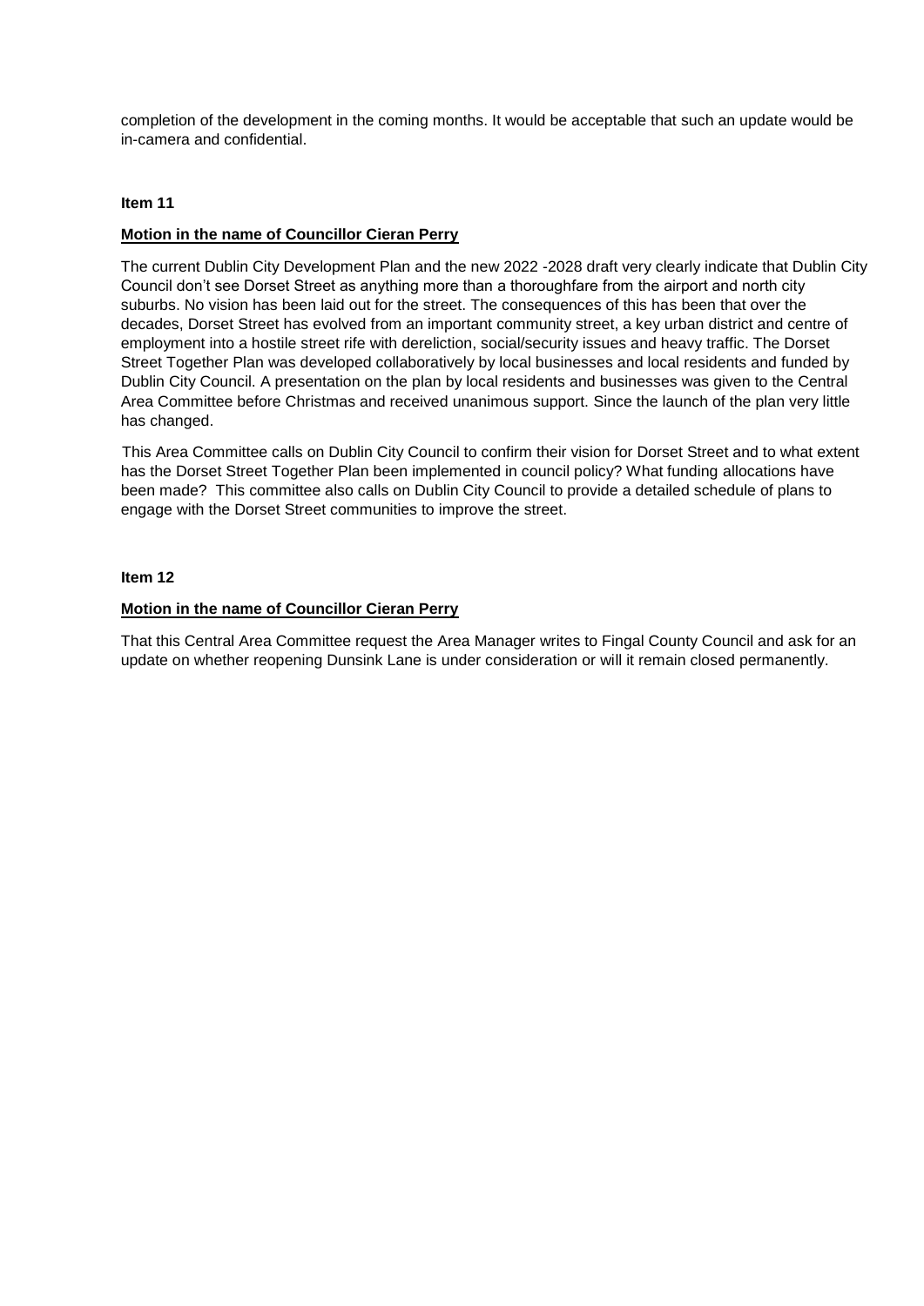completion of the development in the coming months. It would be acceptable that such an update would be in-camera and confidential.

**Item 11**

**Motion in the name of Councillor Cieran Perry**

The current Dublin City Development Plan and the new 2022 -2028 draft very clearly indicate that Dublin City Council don't see Dorset Street as anything more than a thoroughfare from the airport and north city suburbs. No vision has been laid out for the street. The consequences of this has been that over the decades, Dorset Street has evolved from an important community street, a key urban district and centre of employment into a hostile street rife with dereliction, social/security issues and heavy traffic. The Dorset Street Together Plan was developed collaboratively by local businesses and local residents and funded by Dublin City Council. A presentation on the plan by local residents and businesses was given to the Central Area Committee before Christmas and received unanimous support. Since the launch of the plan very little has changed.

This Area Committee calls on Dublin City Council to confirm their vision for Dorset Street and to what extent has the Dorset Street Together Plan been implemented in council policy? What funding allocations have been made? This committee also calls on Dublin City Council to provide a detailed schedule of plans to engage with the Dorset Street communities to improve the street.

**Item 12**

**Motion in the name of Councillor Cieran Perry**

That this Central Area Committee request the Area Manager writes to Fingal County Council and ask for an update on whether reopening Dunsink Lane is under consideration or will it remain closed permanently.